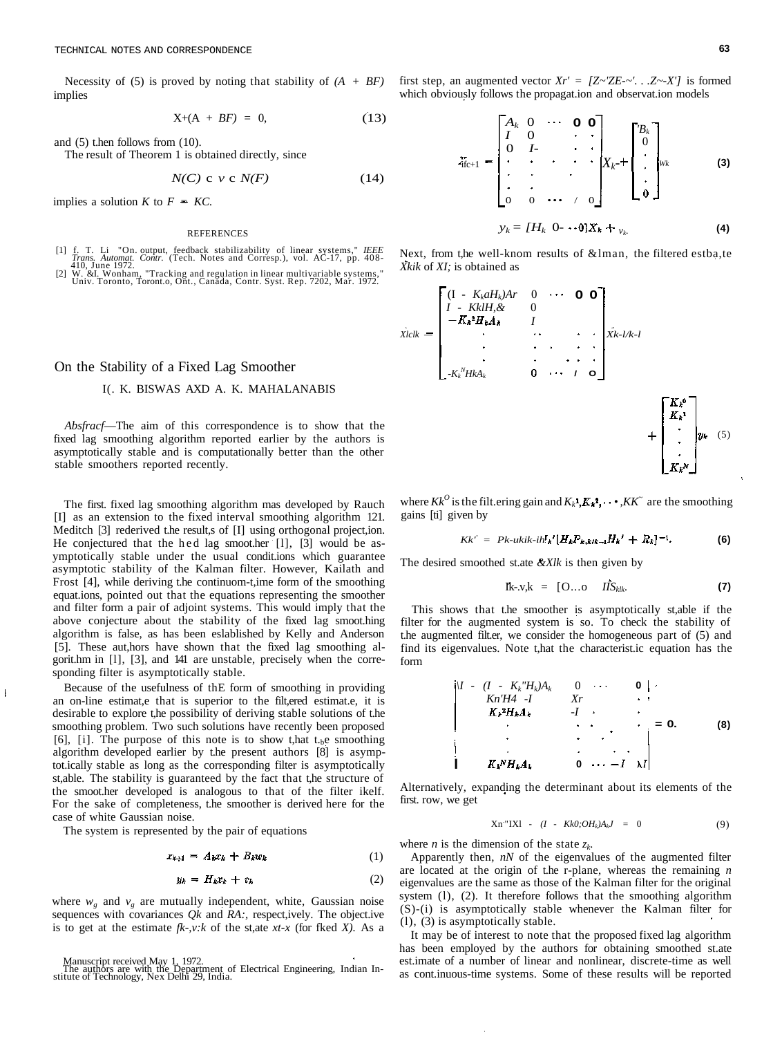Necessity of (5) is proved by noting that stability of $(A + BF)$ implies

$$X+(A + BF) = 0, \tag{13}$$

and (5) then follows from (10).

The result of Theorem 1 is obtained directly, since

$$N(C) \subset v \subset N(F) \tag{14}$$

implies a solution $K$ to $F = KC$.

REFERENCES

[1] f. T. Li "On output, feedback stabilizability of linear systems," *IEEE Trans. Automat. Contr.* (Tech. Notes and Corresp.), vol. AC-17, pp. 408-410, June 1972.
[2] W. &I. Wonham, "Tracking and regulation in linear multivariable systems," Univ. Toronto, Toronto, Ont., Canada, Contr. Syst. Rep. 7202, Mar. 1972.

# On the Stability of a Fixed Lag Smoother

I(. K. BISWAS AXD A. K. MAHALANABIS

*Abstract*—The aim of this correspondence is to show that the fixed lag smoothing algorithm reported earlier by the authors is asymptotically stable and is computationally better than the other stable smoothers reported recently.

The first fixed lag smoothing algorithm was developed by Rauch [1] as an extension to the fixed interval smoothing algorithm [2]. Meditch [3] rederived the results of [1] using orthogonal projection. He conjectured that the fixed lag smoother [1], [3] would be asymptotically stable under the usual conditions which guarantee asymptotic stability of the Kalman filter. However, Kailath and Frost [4], while deriving the continuous-time form of the smoothing equations, pointed out that the equations representing the smoother and filter form a pair of adjoint systems. This would imply that the above conjecture about the stability of the fixed lag smoothing algorithm is false, as has been established by Kelly and Anderson [5]. These authors have shown that the fixed lag smoothing algorithm in [1], [3], and [4] are unstable, precisely when the corresponding filter is asymptotically stable.

Because of the usefulness of the form of smoothing in providing an on-line estimate that is superior to the filtered estimate, it is desirable to explore the possibility of deriving stable solutions of the smoothing problem. Two such solutions have recently been proposed [6], [7]. The purpose of this note is to show that the smoothing algorithm developed earlier by the present authors [8] is asymptotically stable as long as the corresponding filter is asymptotically stable. The stability is guaranteed by the fact that the structure of the smoother developed is analogous to that of the filter itself. For the sake of completeness, the smoother is derived here for the case of white Gaussian noise.

The system is represented by the pair of equations

$$x_{k+1} = A_k x_k + B_k w_k \tag{1}$$

$$y_k = H_k x_k + v_k \tag{2}$$

where $w_k$ and $v_k$ are mutually independent, white, Gaussian noise sequences with covariances $Q_k$ and $R_k$, respectively. The objective is to get at the estimate $\hat{x}_{k-N|k}$ of the state $x_{k-N}$ (for fixed $N$). As a first step, an augmented vector $X_k' = [x_k' x_{k-1}' \cdots x_{k-N}']$ is formed which obviously follows the propagation and observation models

$$X_{k+1} = \begin{bmatrix} A_k & 0 & \cdots & 0 & 0 \\ I & 0 & & \cdot & \cdot \\ 0 & I & & \cdot & \cdot \\ \cdot & \cdot & \cdot & \cdot & \cdot \\ \cdot & \cdot & & \cdot & \\ \cdot & \cdot & & & \\ 0 & 0 & \cdots & I & 0 \end{bmatrix} X_k + \begin{bmatrix} B_k \\ 0 \\ \cdot \\ \cdot \\ \cdot \\ 0 \end{bmatrix} w_k \tag{3}$$

$$y_k = [H_k \; 0 \cdots 0] X_k + v_k. \tag{4}$$

Next, from the well-known results of Kalman, the filtered estimate $\hat{X}_{k|k}$ of $X_k$ is obtained as

$$\hat{X}_{k|k} = \begin{bmatrix} (I - K_k^0 H_k) A_k & 0 & \cdots & 0 & 0 \\ I - K_k^1 H_k A_k & 0 & & & \\ -K_k^2 H_k A_k & I & & & \\ \cdot & & \cdot\cdot & \cdot & \cdot \\ \cdot & & \cdot & \cdot & \cdot \\ \cdot & & \cdot & \cdot\cdot & \cdot \\ -K_k^N H_k A_k & 0 & \cdots & I & 0 \end{bmatrix} \hat{X}_{k-1|k-1} + \begin{bmatrix} K_k^0 \\ K_k^1 \\ \cdot \\ \cdot \\ \cdot \\ K_k^N \end{bmatrix} y_k \tag{5}$$

where $K_k^0$ is the filtering gain and $K_k^1, K_k^2, \cdots, K_k^N$ are the smoothing gains [ti] given by

$$K_k^i = P_{k-i,k|k-1}' H_k' [H_k P_{k,k|k-1} H_k' + R_k]^{-1}. \tag{6}$$

The desired smoothed state $\hat{x}_{k-N|k}$ is then given by

$$\hat{x}_{k-N|k} = [0 \ldots 0 \quad I] \hat{X}_{k|k}. \tag{7}$$

This shows that the smoother is asymptotically stable if the filter for the augmented system is so. To check the stability of the augmented filter, we consider the homogeneous part of (5) and find its eigenvalues. Note that the characteristic equation has the form

$$\begin{vmatrix} \lambda I - (I - K_k^0 H_k) A_k & 0 & \cdots & 0 \\ K_k^1 H_k A_k - I & \lambda I & & \cdot \\ K_k^2 H_k A_k & -I & \cdot & \cdot \\ \cdot & \cdot & \cdot & \cdot \\ \cdot & \cdot & \cdot & \\ \cdot & \cdot & \cdot & \cdot \\ K_k^N H_k A_k & 0 & \cdots -I & \lambda I \end{vmatrix} = 0. \tag{8}$$

Alternatively, expanding the determinant about its elements of the first row, we get

$$\lambda^{nN} |\lambda I - (I - K_k^0 H_k) A_k| = 0 \tag{9}$$

where $n$ is the dimension of the state $x_k$.

Apparently then, $nN$ of the eigenvalues of the augmented filter are located at the origin of the r-plane, whereas the remaining $n$ eigenvalues are the same as those of the Kalman filter for the original system (1), (2). It therefore follows that the smoothing algorithm (5)-(7) is asymptotically stable whenever the Kalman filter for (1), (3) is asymptotically stable.

It may be of interest to note that the proposed fixed lag algorithm has been employed by the authors for obtaining smoothed state estimate of a number of linear and nonlinear, discrete-time as well as continuous-time systems. Some of these results will be reported

Manuscript received May 1, 1972.
The authors are with the Department of Electrical Engineering, Indian Institute of Technology, New Delhi 29, India.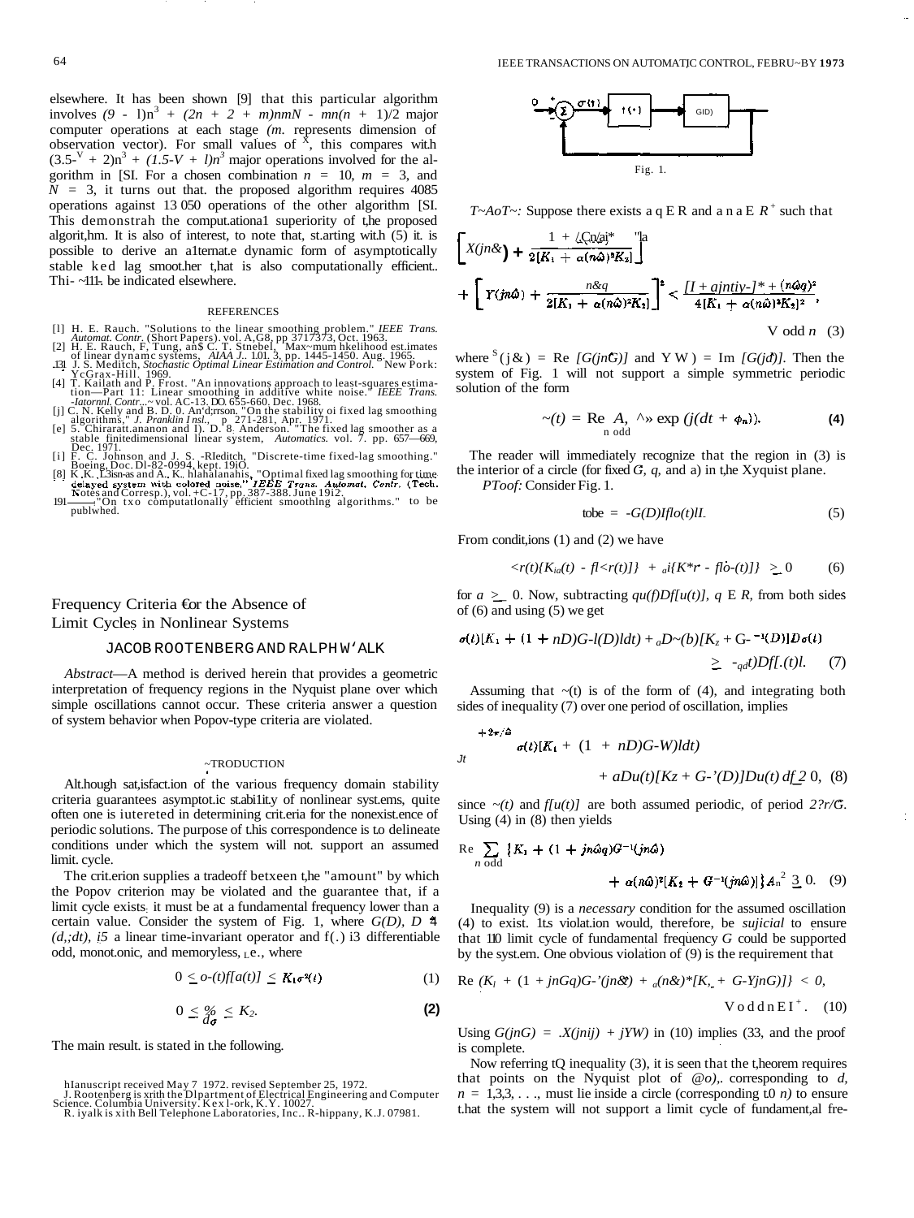elsewhere. It has been shown [9] that this particular algorithm involves $(9-1)n^3 + (2n+2+m)nmN - mn(n+1)/2$ major computer operations at each stage ($m$ represents dimension of observation vector). For small values of $X$, this compares with $(3.5^{V}+2)n^3 + (1.5V+1)n^3$ major operations involved for the algorithm in [5]. For a chosen combination $n = 10$, $m = 3$, and $N = 3$, it turns out that the proposed algorithm requires 4085 operations against 13 050 operations of the other algorithm [5]. This demonstrates the computational superiority of the proposed algorithm. It is also of interest, to note that, starting with (5) it is possible to derive an alternate dynamic form of asymptotically stable fixed lag smoother that is also computationally efficient. This will be indicated elsewhere.

## REFERENCES

[1] H. E. Rauch, "Solutions to the linear smoothing problem," *IEEE Trans. Automat. Contr.* (Short Papers), vol. AC-8, pp. 371–373, Oct. 1963.
[2] H. E. Rauch, F. Tung, and C. T. Striebel, "Maximum likelihood estimates of linear dynamic systems," *AIAA J.*, vol. 3, pp. 1445–1450, Aug. 1965.
[3] J. S. Meditch, *Stochastic Optimal Linear Estimation and Control.* New York: McGraw-Hill, 1969.
[4] T. Kailath and P. Frost, "An innovations approach to least-squares estimation—Part II: Linear smoothing in additive white noise," *IEEE Trans. Automat. Contr.*, vol. AC-13, pp. 655–660, Dec. 1968.
[5] C. N. Kelly and B. D. O. Anderson, "On the stability of fixed lag smoothing algorithms," *J. Franklin Inst.*, pp. 271–281, Apr. 1971.
[6] S. Chirarattananon and B. D. O. Anderson, "The fixed lag smoother as a stable finite dimensional linear system," *Automatica*, vol. 7, pp. 657–669, Dec. 1971.
[7] C. F. Johnson and J. S. Meditch, "Discrete-time fixed-lag smoothing," Boeing, Doc. D1-82-0994, Sept. 1970.
[8] K. K. Biswas and A. K. Mahalanabis, "Optimal fixed lag smoothing for time delayed system with colored noise," *IEEE Trans. Automat. Contr.* (Tech. Notes and Corresp.), vol. AC-17, pp. 387–388, June 1972.
[9] ——, "On two computationally efficient smoothing algorithms," to be published.

# Frequency Criteria for the Absence of Limit Cycles in Nonlinear Systems

JACOB ROOTENBERG AND RALPH WALK

*Abstract*—A method is derived herein that provides a geometric interpretation of frequency regions in the Nyquist plane over which simple oscillations cannot occur. These criteria answer a question of system behavior when Popov-type criteria are violated.

## INTRODUCTION

Although satisfaction of the various frequency domain stability criteria guarantees asymptotic stability of nonlinear systems, quite often one is interested in determining criteria for the nonexistence of periodic solutions. The purpose of this correspondence is to delineate conditions under which the system will not support an assumed limit cycle.

The criterion supplies a tradeoff between the "amount" by which the Popov criterion may be violated and the guarantee that, if a limit cycle exists, it must be at a fundamental frequency lower than a certain value. Consider the system of Fig. 1, where $G(D)$, $D \triangleq (d/dt)$, is a linear time-invariant operator and $f(\cdot)$ is differentiable odd, monotonic, and memoryless, i.e., where

$$0 \le \sigma(t)f[\sigma(t)] \le K_1\sigma^2(t) \tag{1}$$

$$0 \le \frac{df}{d\sigma} \le K_2. \tag{2}$$

The main result is stated in the following.

Manuscript received May 7, 1972; revised September 25, 1972.
J. Rootenberg is with the Department of Electrical Engineering and Computer Science, Columbia University, New York, N.Y. 10027.
R. Walk is with Bell Telephone Laboratories, Inc., Whippany, N.J. 07981.

0 $\sigma(t)$ $f(\cdot)$ G(D)

Fig. 1.

*Theorem:* Suppose there exists a $q \in R$ and a $\alpha \in R^+$ such that

$$\left[X(jn\hat{\omega}) + \frac{1 + (n\hat{\omega}q)^2}{2[K_1 + \alpha(n\hat{\omega})^2K_2]}\right]^2 + \left[Y(jn\hat{\omega}) + \frac{n\hat{\omega}q}{2[K_1 + \alpha(n\hat{\omega})^2K_2]}\right]^2 < \frac{[1 + (n\hat{\omega}q)^2] + (n\hat{\omega}q)^2}{4[K_1 + \alpha(n\hat{\omega})^2K_2]^2}, \quad \forall \text{ odd } n \tag{3}$$

where $X(j\hat{\omega}) = \text{Re}\,[G(j\hat{\omega})]$ and $Y(j\hat{\omega}) = \text{Im}\,[G(j\hat{\omega})]$. Then the system of Fig. 1 will not support a simple symmetric periodic solution of the form

$$\sigma(t) = \text{Re} \sum_{n \text{ odd}} A_n \exp\left(j(n\hat{\omega}t + \phi_n)\right). \tag{4}$$

The reader will immediately recognize that the region in (3) is the interior of a circle (for fixed $\hat{\omega}$, $q$, and $\alpha$) in the Nyquist plane.

*Proof:* Consider Fig. 1.

$$\sigma(t) = -G(D)f[\sigma(t)]. \tag{5}$$

From conditions (1) and (2) we have

$$\sigma(t)\{K_1\sigma(t) - f[\sigma(t)]\} + \alpha\dot{\sigma}\{K_2\dot{\sigma} - \dot{f}[\sigma(t)]\} \ge 0 \tag{6}$$

for $\alpha \ge 0$. Now, subtracting $q\dot{\sigma}(t)f[\sigma(t)]$, $q \in R$, from both sides of (6) and using (5) we get

$$\sigma(t)[K_1 + (1 + qD)G^{-1}(D)]\sigma(t) + \alpha D\sigma(t)[K_2 + G^{-1}(D)]D\sigma(t) \ge -q\dot{\sigma}(t)f[\sigma(t)]. \tag{7}$$

Assuming that $\sigma(t)$ is of the form of (4), and integrating both sides of inequality (7) over one period of oscillation, implies

$$\int_t^{t+2\pi/\hat{\omega}} \sigma(t)[K_1 + (1 + qD)G^{-1}(D)]\sigma(t) + \alpha D\sigma(t)[K_2 + G^{-1}(D)]D\sigma(t)\,dt \ge 0, \tag{8}$$

since $\sigma(t)$ and $f[\sigma(t)]$ are both assumed periodic, of period $2\pi/\hat{\omega}$. Using (4) in (8) then yields

$$\text{Re} \sum_{n \text{ odd}} \left\{K_1 + (1 + jn\hat{\omega}q)G^{-1}(jn\hat{\omega}) + \alpha(n\hat{\omega})^2[K_2 + G^{-1}(jn\hat{\omega})]\right\} A_n^2 \ge 0. \tag{9}$$

Inequality (9) is a *necessary* condition for the assumed oscillation (4) to exist. Its violation would, therefore, be *sufficient* to ensure that no limit cycle of fundamental frequency $\hat{\omega}$ could be supported by the system. One obvious violation of (9) is the requirement that

$$\text{Re}\,(K_1 + (1 + jn\hat{\omega}q)G^{-1}(jn\hat{\omega}) + \alpha(n\hat{\omega})^2[K_2 + G^{-1}(jn\hat{\omega})]) < 0, \quad \forall \text{ odd } n \in I^+. \tag{10}$$

Using $G(jn\hat{\omega}) = X(jn\hat{\omega}) + jY(jn\hat{\omega})$ in (10) implies (3), and the proof is complete.

Now referring to inequality (3), it is seen that the theorem requires that points on the Nyquist plot of $G(j\omega)$, corresponding to $\hat{\omega}$, $n = 1, 3, 5, \ldots$, must lie inside a circle (corresponding to $n$) to ensure that the system will not support a limit cycle of fundamental fre-